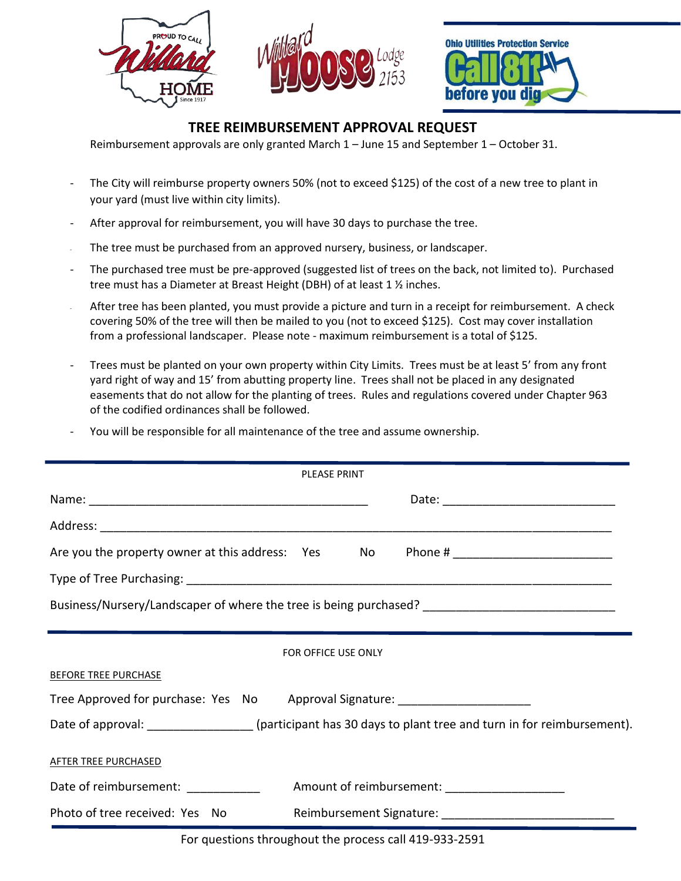# TREE REIMBURSEMENT APPROVAL REQUEST

Reimbursement approvals are only granted March 1 – June 15 and September 1 – October 31.

- The City will reimburse property owners 50% (not to exceed $125) of the cost of a new tree to plant in your yard (must live within city limits).
- After approval for reimbursement, you will have 30 days to purchase the tree.
- The tree must be purchased from an approved nursery, business, or landscaper.
- The purchased tree must be pre-approved (suggested list of trees on the back, not limited to). Purchased tree must has a Diameter at Breast Height (DBH) of at least 1 ½ inches.
- After tree has been planted, you must provide a picture and turn in a receipt for reimbursement. A check covering 50% of the tree will then be mailed to you (not to exceed $125). Cost may cover installation from a professional landscaper. Please note - maximum reimbursement is a total of $125.
- Trees must be planted on your own property within City Limits. Trees must be at least 5' from any front yard right of way and 15' from abutting property line. Trees shall not be placed in any designated easements that do not allow for the planting of trees. Rules and regulations covered under Chapter 963 of the codified ordinances shall be followed.
- You will be responsible for all maintenance of the tree and assume ownership.

---

PLEASE PRINT

Name: ________________________________________ Date: ________________________

Address: ____________________________________________________________________

Are you the property owner at this address: Yes No Phone # ______________________

Type of Tree Purchasing: _______________________________________________________

Business/Nursery/Landscaper of where the tree is being purchased? ___________________________

---

FOR OFFICE USE ONLY

BEFORE TREE PURCHASE

Tree Approved for purchase: Yes No Approval Signature: ____________________

Date of approval: _______________ (participant has 30 days to plant tree and turn in for reimbursement).

AFTER TREE PURCHASED

Date of reimbursement: ___________ Amount of reimbursement: __________________

Photo of tree received: Yes No Reimbursement Signature: _________________________

---

For questions throughout the process call 419-933-2591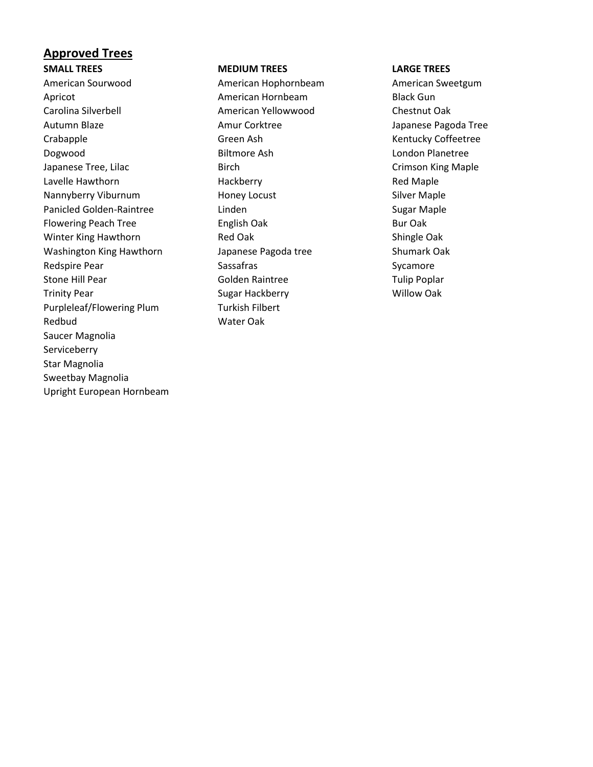## Approved Trees

| SMALL TREES | MEDIUM TREES | LARGE TREES |
| --- | --- | --- |
| American Sourwood | American Hophornbeam | American Sweetgum |
| Apricot | American Hornbeam | Black Gun |
| Carolina Silverbell | American Yellowwood | Chestnut Oak |
| Autumn Blaze | Amur Corktree | Japanese Pagoda Tree |
| Crabapple | Green Ash | Kentucky Coffeetree |
| Dogwood | Biltmore Ash | London Planetree |
| Japanese Tree, Lilac | Birch | Crimson King Maple |
| Lavelle Hawthorn | Hackberry | Red Maple |
| Nannyberry Viburnum | Honey Locust | Silver Maple |
| Panicled Golden-Raintree | Linden | Sugar Maple |
| Flowering Peach Tree | English Oak | Bur Oak |
| Winter King Hawthorn | Red Oak | Shingle Oak |
| Washington King Hawthorn | Japanese Pagoda tree | Shumark Oak |
| Redspire Pear | Sassafras | Sycamore |
| Stone Hill Pear | Golden Raintree | Tulip Poplar |
| Trinity Pear | Sugar Hackberry | Willow Oak |
| Purpleleaf/Flowering Plum | Turkish Filbert | |
| Redbud | Water Oak | |
| Saucer Magnolia | | |
| Serviceberry | | |
| Star Magnolia | | |
| Sweetbay Magnolia | | |
| Upright European Hornbeam | | |